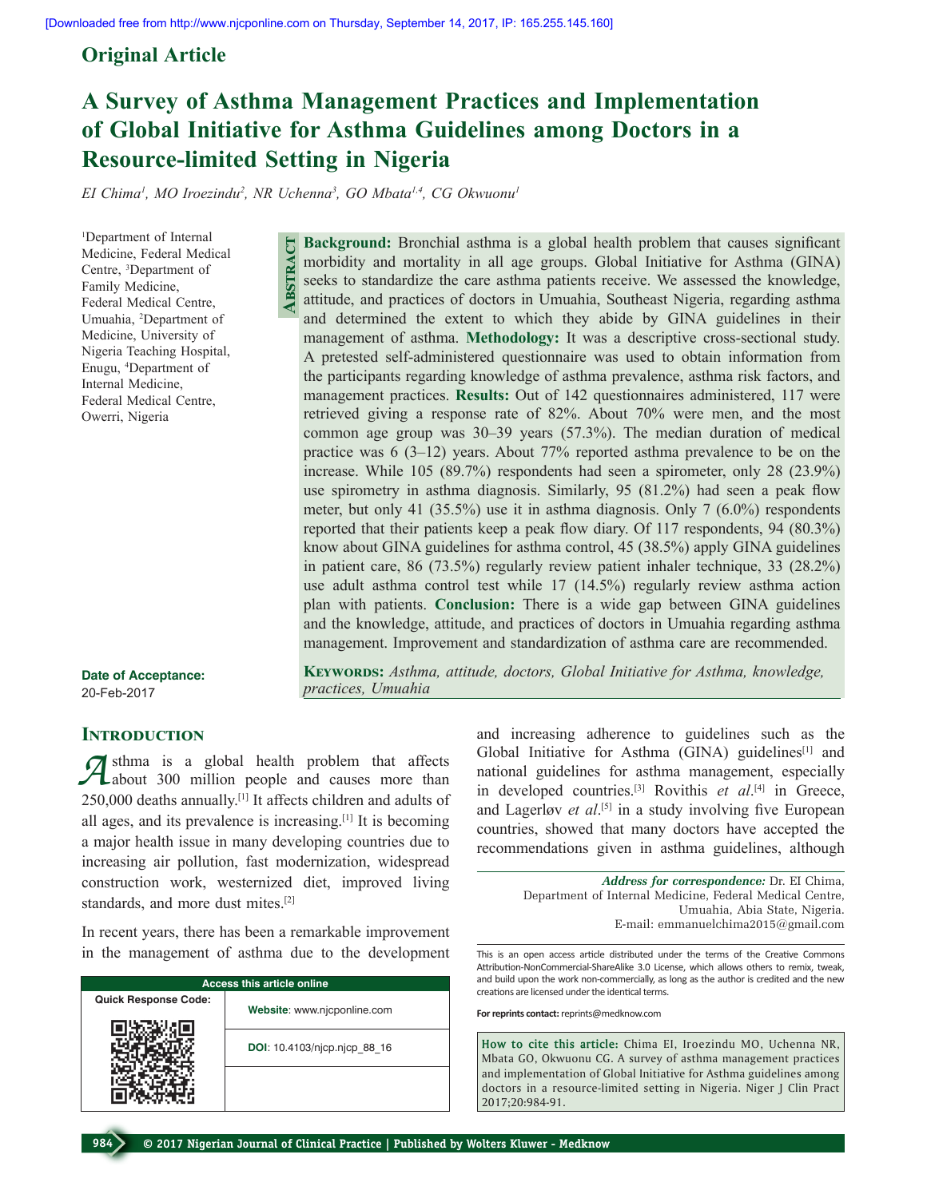Original Article

# A Survey of Asthma Management Practices and Implementation of Global Initiative for Asthma Guidelines among Doctors in a Resource-limited Setting in Nigeria

*EI Chima[1], MO Iroezindu[2], NR Uchenna[3], GO Mbata[1,4], CG Okwuonu[1]*

[1]Department of Internal Medicine, Federal Medical Centre, [3]Department of Family Medicine, Federal Medical Centre, Umuahia, [2]Department of Medicine, University of Nigeria Teaching Hospital, Enugu, [4]Department of Internal Medicine, Federal Medical Centre, Owerri, Nigeria

## Abstract

**Background:** Bronchial asthma is a global health problem that causes significant morbidity and mortality in all age groups. Global Initiative for Asthma (GINA) seeks to standardize the care asthma patients receive. We assessed the knowledge, attitude, and practices of doctors in Umuahia, Southeast Nigeria, regarding asthma and determined the extent to which they abide by GINA guidelines in their management of asthma. **Methodology:** It was a descriptive cross-sectional study. A pretested self-administered questionnaire was used to obtain information from the participants regarding knowledge of asthma prevalence, asthma risk factors, and management practices. **Results:** Out of 142 questionnaires administered, 117 were retrieved giving a response rate of 82%. About 70% were men, and the most common age group was 30–39 years (57.3%). The median duration of medical practice was 6 (3–12) years. About 77% reported asthma prevalence to be on the increase. While 105 (89.7%) respondents had seen a spirometer, only 28 (23.9%) use spirometry in asthma diagnosis. Similarly, 95 (81.2%) had seen a peak flow meter, but only 41 (35.5%) use it in asthma diagnosis. Only 7 (6.0%) respondents reported that their patients keep a peak flow diary. Of 117 respondents, 94 (80.3%) know about GINA guidelines for asthma control, 45 (38.5%) apply GINA guidelines in patient care, 86 (73.5%) regularly review patient inhaler technique, 33 (28.2%) use adult asthma control test while 17 (14.5%) regularly review asthma action plan with patients. **Conclusion:** There is a wide gap between GINA guidelines and the knowledge, attitude, and practices of doctors in Umuahia regarding asthma management. Improvement and standardization of asthma care are recommended.

**Keywords:** *Asthma, attitude, doctors, Global Initiative for Asthma, knowledge, practices, Umuahia*

**Date of Acceptance:** 20-Feb-2017

## Introduction

Asthma is a global health problem that affects about 300 million people and causes more than 250,000 deaths annually.[1] It affects children and adults of all ages, and its prevalence is increasing.[1] It is becoming a major health issue in many developing countries due to increasing air pollution, fast modernization, widespread construction work, westernized diet, improved living standards, and more dust mites.[2]

In recent years, there has been a remarkable improvement in the management of asthma due to the development and increasing adherence to guidelines such as the Global Initiative for Asthma (GINA) guidelines[1] and national guidelines for asthma management, especially in developed countries.[3] Rovithis *et al*.[4] in Greece, and Lagerløv *et al*.[5] in a study involving five European countries, showed that many doctors have accepted the recommendations given in asthma guidelines, although

**Address for correspondence:** Dr. EI Chima, Department of Internal Medicine, Federal Medical Centre, Umuahia, Abia State, Nigeria. E-mail: emmanuelchima2015@gmail.com

| Access this article online | |
|---|---|
| Quick Response Code: | Website: www.njcponline.com |
| | DOI: 10.4103/njcp.njcp_88_16 |

This is an open access article distributed under the terms of the Creative Commons Attribution-NonCommercial-ShareAlike 3.0 License, which allows others to remix, tweak, and build upon the work non-commercially, as long as the author is credited and the new creations are licensed under the identical terms.

For reprints contact: reprints@medknow.com

**How to cite this article:** Chima EI, Iroezindu MO, Uchenna NR, Mbata GO, Okwuonu CG. A survey of asthma management practices and implementation of Global Initiative for Asthma guidelines among doctors in a resource-limited setting in Nigeria. Niger J Clin Pract 2017;20:984-91.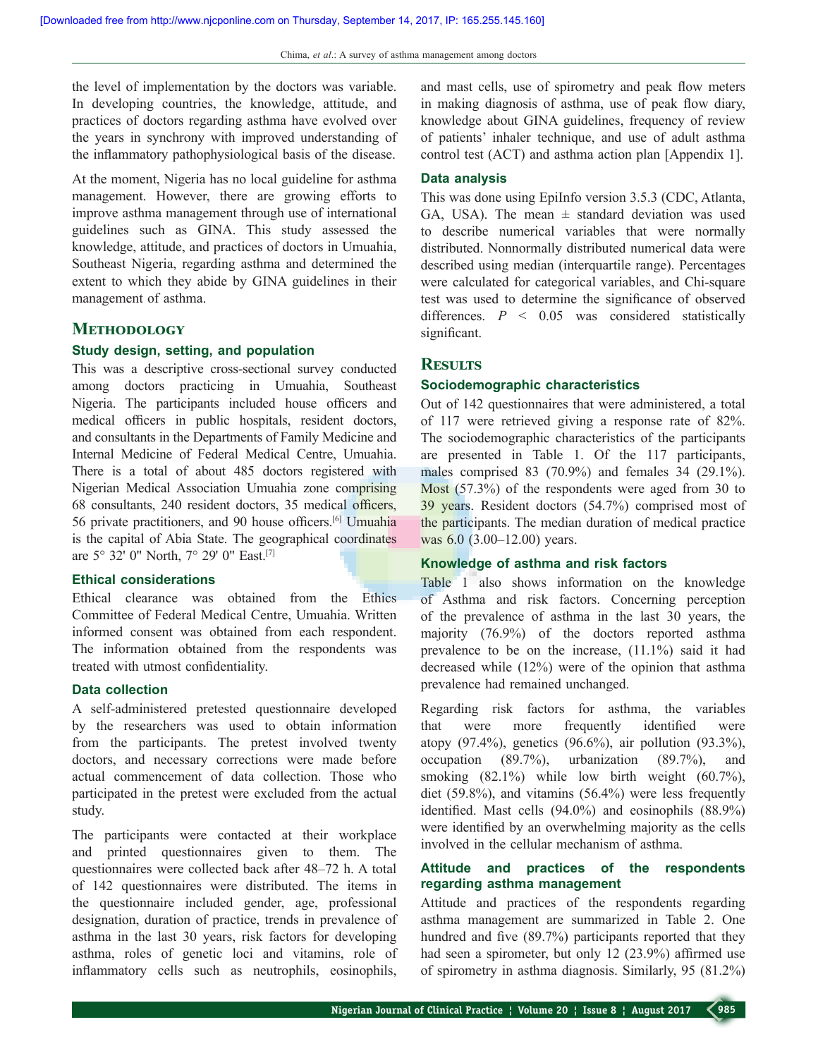the level of implementation by the doctors was variable. In developing countries, the knowledge, attitude, and practices of doctors regarding asthma have evolved over the years in synchrony with improved understanding of the inflammatory pathophysiological basis of the disease.

At the moment, Nigeria has no local guideline for asthma management. However, there are growing efforts to improve asthma management through use of international guidelines such as GINA. This study assessed the knowledge, attitude, and practices of doctors in Umuahia, Southeast Nigeria, regarding asthma and determined the extent to which they abide by GINA guidelines in their management of asthma.

## Methodology

### Study design, setting, and population

This was a descriptive cross-sectional survey conducted among doctors practicing in Umuahia, Southeast Nigeria. The participants included house officers and medical officers in public hospitals, resident doctors, and consultants in the Departments of Family Medicine and Internal Medicine of Federal Medical Centre, Umuahia. There is a total of about 485 doctors registered with Nigerian Medical Association Umuahia zone comprising 68 consultants, 240 resident doctors, 35 medical officers, 56 private practitioners, and 90 house officers.[6] Umuahia is the capital of Abia State. The geographical coordinates are 5° 32' 0" North, 7° 29' 0" East.[7]

### Ethical considerations

Ethical clearance was obtained from the Ethics Committee of Federal Medical Centre, Umuahia. Written informed consent was obtained from each respondent. The information obtained from the respondents was treated with utmost confidentiality.

### Data collection

A self-administered pretested questionnaire developed by the researchers was used to obtain information from the participants. The pretest involved twenty doctors, and necessary corrections were made before actual commencement of data collection. Those who participated in the pretest were excluded from the actual study.

The participants were contacted at their workplace and printed questionnaires given to them. The questionnaires were collected back after 48–72 h. A total of 142 questionnaires were distributed. The items in the questionnaire included gender, age, professional designation, duration of practice, trends in prevalence of asthma in the last 30 years, risk factors for developing asthma, roles of genetic loci and vitamins, role of inflammatory cells such as neutrophils, eosinophils, and mast cells, use of spirometry and peak flow meters in making diagnosis of asthma, use of peak flow diary, knowledge about GINA guidelines, frequency of review of patients' inhaler technique, and use of adult asthma control test (ACT) and asthma action plan [Appendix 1].

### Data analysis

This was done using EpiInfo version 3.5.3 (CDC, Atlanta, GA, USA). The mean ± standard deviation was used to describe numerical variables that were normally distributed. Nonnormally distributed numerical data were described using median (interquartile range). Percentages were calculated for categorical variables, and Chi-square test was used to determine the significance of observed differences. $P < 0.05$ was considered statistically significant.

## Results

### Sociodemographic characteristics

Out of 142 questionnaires that were administered, a total of 117 were retrieved giving a response rate of 82%. The sociodemographic characteristics of the participants are presented in Table 1. Of the 117 participants, males comprised 83 (70.9%) and females 34 (29.1%). Most (57.3%) of the respondents were aged from 30 to 39 years. Resident doctors (54.7%) comprised most of the participants. The median duration of medical practice was 6.0 (3.00–12.00) years.

### Knowledge of asthma and risk factors

Table 1 also shows information on the knowledge of Asthma and risk factors. Concerning perception of the prevalence of asthma in the last 30 years, the majority (76.9%) of the doctors reported asthma prevalence to be on the increase, (11.1%) said it had decreased while (12%) were of the opinion that asthma prevalence had remained unchanged.

Regarding risk factors for asthma, the variables that were more frequently identified were atopy (97.4%), genetics (96.6%), air pollution (93.3%), occupation (89.7%), urbanization (89.7%), and smoking (82.1%) while low birth weight (60.7%), diet (59.8%), and vitamins (56.4%) were less frequently identified. Mast cells (94.0%) and eosinophils (88.9%) were identified by an overwhelming majority as the cells involved in the cellular mechanism of asthma.

### Attitude and practices of the respondents regarding asthma management

Attitude and practices of the respondents regarding asthma management are summarized in Table 2. One hundred and five (89.7%) participants reported that they had seen a spirometer, but only 12 (23.9%) affirmed use of spirometry in asthma diagnosis. Similarly, 95 (81.2%)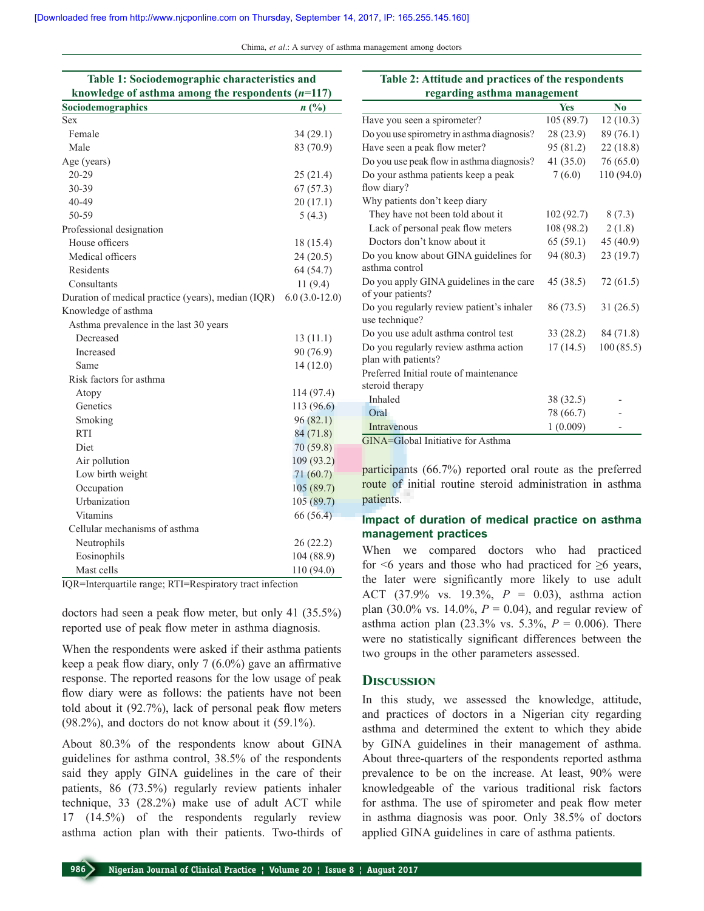**Table 1: Sociodemographic characteristics and knowledge of asthma among the respondents ($n$=117)**

| Sociodemographics | $n$ (%) |
|---|---|
| Sex | |
| Female | 34 (29.1) |
| Male | 83 (70.9) |
| Age (years) | |
| 20-29 | 25 (21.4) |
| 30-39 | 67 (57.3) |
| 40-49 | 20 (17.1) |
| 50-59 | 5 (4.3) |
| Professional designation | |
| House officers | 18 (15.4) |
| Medical officers | 24 (20.5) |
| Residents | 64 (54.7) |
| Consultants | 11 (9.4) |
| Duration of medical practice (years), median (IQR) | 6.0 (3.0-12.0) |
| Knowledge of asthma | |
| Asthma prevalence in the last 30 years | |
| Decreased | 13 (11.1) |
| Increased | 90 (76.9) |
| Same | 14 (12.0) |
| Risk factors for asthma | |
| Atopy | 114 (97.4) |
| Genetics | 113 (96.6) |
| Smoking | 96 (82.1) |
| RTI | 84 (71.8) |
| Diet | 70 (59.8) |
| Air pollution | 109 (93.2) |
| Low birth weight | 71 (60.7) |
| Occupation | 105 (89.7) |
| Urbanization | 105 (89.7) |
| Vitamins | 66 (56.4) |
| Cellular mechanisms of asthma | |
| Neutrophils | 26 (22.2) |
| Eosinophils | 104 (88.9) |
| Mast cells | 110 (94.0) |

IQR=Interquartile range; RTI=Respiratory tract infection

doctors had seen a peak flow meter, but only 41 (35.5%) reported use of peak flow meter in asthma diagnosis.

When the respondents were asked if their asthma patients keep a peak flow diary, only 7 (6.0%) gave an affirmative response. The reported reasons for the low usage of peak flow diary were as follows: the patients have not been told about it (92.7%), lack of personal peak flow meters (98.2%), and doctors do not know about it (59.1%).

About 80.3% of the respondents know about GINA guidelines for asthma control, 38.5% of the respondents said they apply GINA guidelines in the care of their patients, 86 (73.5%) regularly review patients inhaler technique, 33 (28.2%) make use of adult ACT while 17 (14.5%) of the respondents regularly review asthma action plan with their patients. Two-thirds of participants (66.7%) reported oral route as the preferred route of initial routine steroid administration in asthma patients.

**Table 2: Attitude and practices of the respondents regarding asthma management**

| | Yes | No |
|---|---|---|
| Have you seen a spirometer? | 105 (89.7) | 12 (10.3) |
| Do you use spirometry in asthma diagnosis? | 28 (23.9) | 89 (76.1) |
| Have seen a peak flow meter? | 95 (81.2) | 22 (18.8) |
| Do you use peak flow in asthma diagnosis? | 41 (35.0) | 76 (65.0) |
| Do your asthma patients keep a peak flow diary? | 7 (6.0) | 110 (94.0) |
| Why patients don't keep diary | | |
| They have not been told about it | 102 (92.7) | 8 (7.3) |
| Lack of personal peak flow meters | 108 (98.2) | 2 (1.8) |
| Doctors don't know about it | 65 (59.1) | 45 (40.9) |
| Do you know about GINA guidelines for asthma control | 94 (80.3) | 23 (19.7) |
| Do you apply GINA guidelines in the care of your patients? | 45 (38.5) | 72 (61.5) |
| Do you regularly review patient's inhaler use technique? | 86 (73.5) | 31 (26.5) |
| Do you use adult asthma control test | 33 (28.2) | 84 (71.8) |
| Do you regularly review asthma action plan with patients? | 17 (14.5) | 100 (85.5) |
| Preferred Initial route of maintenance steroid therapy | | |
| Inhaled | 38 (32.5) | - |
| Oral | 78 (66.7) | - |
| Intravenous | 1 (0.009) | - |

GINA=Global Initiative for Asthma

### Impact of duration of medical practice on asthma management practices

When we compared doctors who had practiced for <6 years and those who had practiced for ≥6 years, the later were significantly more likely to use adult ACT (37.9% vs. 19.3%, $P$ = 0.03), asthma action plan (30.0% vs. 14.0%, $P$ = 0.04), and regular review of asthma action plan (23.3% vs. 5.3%, $P$ = 0.006). There were no statistically significant differences between the two groups in the other parameters assessed.

## Discussion

In this study, we assessed the knowledge, attitude, and practices of doctors in a Nigerian city regarding asthma and determined the extent to which they abide by GINA guidelines in their management of asthma. About three-quarters of the respondents reported asthma prevalence to be on the increase. At least, 90% were knowledgeable of the various traditional risk factors for asthma. The use of spirometer and peak flow meter in asthma diagnosis was poor. Only 38.5% of doctors applied GINA guidelines in care of asthma patients.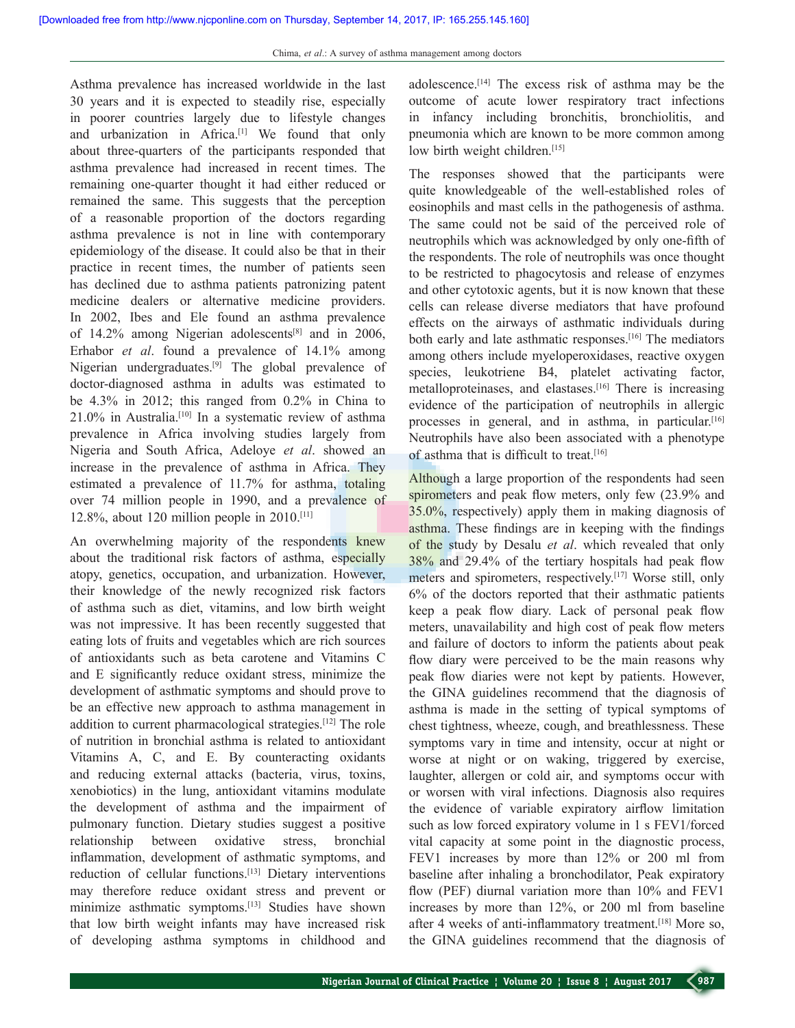Asthma prevalence has increased worldwide in the last 30 years and it is expected to steadily rise, especially in poorer countries largely due to lifestyle changes and urbanization in Africa.[1] We found that only about three-quarters of the participants responded that asthma prevalence had increased in recent times. The remaining one-quarter thought it had either reduced or remained the same. This suggests that the perception of a reasonable proportion of the doctors regarding asthma prevalence is not in line with contemporary epidemiology of the disease. It could also be that in their practice in recent times, the number of patients seen has declined due to asthma patients patronizing patent medicine dealers or alternative medicine providers. In 2002, Ibes and Ele found an asthma prevalence of 14.2% among Nigerian adolescents[8] and in 2006, Erhabor *et al*. found a prevalence of 14.1% among Nigerian undergraduates.[9] The global prevalence of doctor-diagnosed asthma in adults was estimated to be 4.3% in 2012; this ranged from 0.2% in China to 21.0% in Australia.[10] In a systematic review of asthma prevalence in Africa involving studies largely from Nigeria and South Africa, Adeloye *et al*. showed an increase in the prevalence of asthma in Africa. They estimated a prevalence of 11.7% for asthma, totaling over 74 million people in 1990, and a prevalence of 12.8%, about 120 million people in 2010.[11]

An overwhelming majority of the respondents knew about the traditional risk factors of asthma, especially atopy, genetics, occupation, and urbanization. However, their knowledge of the newly recognized risk factors of asthma such as diet, vitamins, and low birth weight was not impressive. It has been recently suggested that eating lots of fruits and vegetables which are rich sources of antioxidants such as beta carotene and Vitamins C and E significantly reduce oxidant stress, minimize the development of asthmatic symptoms and should prove to be an effective new approach to asthma management in addition to current pharmacological strategies.[12] The role of nutrition in bronchial asthma is related to antioxidant Vitamins A, C, and E. By counteracting oxidants and reducing external attacks (bacteria, virus, toxins, xenobiotics) in the lung, antioxidant vitamins modulate the development of asthma and the impairment of pulmonary function. Dietary studies suggest a positive relationship between oxidative stress, bronchial inflammation, development of asthmatic symptoms, and reduction of cellular functions.[13] Dietary interventions may therefore reduce oxidant stress and prevent or minimize asthmatic symptoms.[13] Studies have shown that low birth weight infants may have increased risk of developing asthma symptoms in childhood and adolescence.[14] The excess risk of asthma may be the outcome of acute lower respiratory tract infections in infancy including bronchitis, bronchiolitis, and pneumonia which are known to be more common among low birth weight children.[15]

The responses showed that the participants were quite knowledgeable of the well-established roles of eosinophils and mast cells in the pathogenesis of asthma. The same could not be said of the perceived role of neutrophils which was acknowledged by only one-fifth of the respondents. The role of neutrophils was once thought to be restricted to phagocytosis and release of enzymes and other cytotoxic agents, but it is now known that these cells can release diverse mediators that have profound effects on the airways of asthmatic individuals during both early and late asthmatic responses.[16] The mediators among others include myeloperoxidases, reactive oxygen species, leukotriene B4, platelet activating factor, metalloproteinases, and elastases.[16] There is increasing evidence of the participation of neutrophils in allergic processes in general, and in asthma, in particular.[16] Neutrophils have also been associated with a phenotype of asthma that is difficult to treat.[16]

Although a large proportion of the respondents had seen spirometers and peak flow meters, only few (23.9% and 35.0%, respectively) apply them in making diagnosis of asthma. These findings are in keeping with the findings of the study by Desalu *et al*. which revealed that only 38% and 29.4% of the tertiary hospitals had peak flow meters and spirometers, respectively.[17] Worse still, only 6% of the doctors reported that their asthmatic patients keep a peak flow diary. Lack of personal peak flow meters, unavailability and high cost of peak flow meters and failure of doctors to inform the patients about peak flow diary were perceived to be the main reasons why peak flow diaries were not kept by patients. However, the GINA guidelines recommend that the diagnosis of asthma is made in the setting of typical symptoms of chest tightness, wheeze, cough, and breathlessness. These symptoms vary in time and intensity, occur at night or worse at night or on waking, triggered by exercise, laughter, allergen or cold air, and symptoms occur with or worsen with viral infections. Diagnosis also requires the evidence of variable expiratory airflow limitation such as low forced expiratory volume in 1 s FEV1/forced vital capacity at some point in the diagnostic process, FEV1 increases by more than 12% or 200 ml from baseline after inhaling a bronchodilator, Peak expiratory flow (PEF) diurnal variation more than 10% and FEV1 increases by more than 12%, or 200 ml from baseline after 4 weeks of anti-inflammatory treatment.[18] More so, the GINA guidelines recommend that the diagnosis of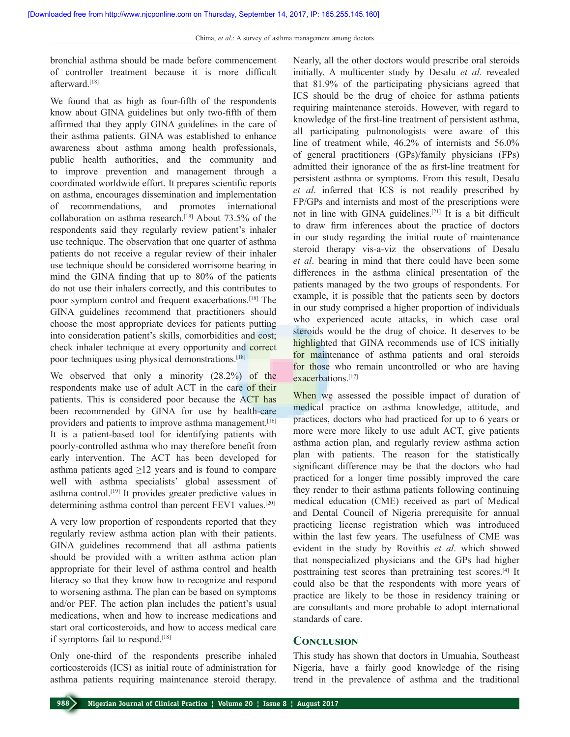bronchial asthma should be made before commencement of controller treatment because it is more difficult afterward.[18]

We found that as high as four-fifth of the respondents know about GINA guidelines but only two-fifth of them affirmed that they apply GINA guidelines in the care of their asthma patients. GINA was established to enhance awareness about asthma among health professionals, public health authorities, and the community and to improve prevention and management through a coordinated worldwide effort. It prepares scientific reports on asthma, encourages dissemination and implementation of recommendations, and promotes international collaboration on asthma research.[18] About 73.5% of the respondents said they regularly review patient's inhaler use technique. The observation that one quarter of asthma patients do not receive a regular review of their inhaler use technique should be considered worrisome bearing in mind the GINA finding that up to 80% of the patients do not use their inhalers correctly, and this contributes to poor symptom control and frequent exacerbations.[18] The GINA guidelines recommend that practitioners should choose the most appropriate devices for patients putting into consideration patient's skills, comorbidities and cost; check inhaler technique at every opportunity and correct poor techniques using physical demonstrations.[18]

We observed that only a minority (28.2%) of the respondents make use of adult ACT in the care of their patients. This is considered poor because the ACT has been recommended by GINA for use by health-care providers and patients to improve asthma management.[16] It is a patient-based tool for identifying patients with poorly-controlled asthma who may therefore benefit from early intervention. The ACT has been developed for asthma patients aged ≥12 years and is found to compare well with asthma specialists' global assessment of asthma control.[19] It provides greater predictive values in determining asthma control than percent FEV1 values.[20]

A very low proportion of respondents reported that they regularly review asthma action plan with their patients. GINA guidelines recommend that all asthma patients should be provided with a written asthma action plan appropriate for their level of asthma control and health literacy so that they know how to recognize and respond to worsening asthma. The plan can be based on symptoms and/or PEF. The action plan includes the patient's usual medications, when and how to increase medications and start oral corticosteroids, and how to access medical care if symptoms fail to respond.[18]

Only one-third of the respondents prescribe inhaled corticosteroids (ICS) as initial route of administration for asthma patients requiring maintenance steroid therapy. Nearly, all the other doctors would prescribe oral steroids initially. A multicenter study by Desalu *et al*. revealed that 81.9% of the participating physicians agreed that ICS should be the drug of choice for asthma patients requiring maintenance steroids. However, with regard to knowledge of the first-line treatment of persistent asthma, all participating pulmonologists were aware of this line of treatment while, 46.2% of internists and 56.0% of general practitioners (GPs)/family physicians (FPs) admitted their ignorance of the as first-line treatment for persistent asthma or symptoms. From this result, Desalu *et al*. inferred that ICS is not readily prescribed by FP/GPs and internists and most of the prescriptions were not in line with GINA guidelines.[21] It is a bit difficult to draw firm inferences about the practice of doctors in our study regarding the initial route of maintenance steroid therapy vis-a-viz the observations of Desalu *et al*. bearing in mind that there could have been some differences in the asthma clinical presentation of the patients managed by the two groups of respondents. For example, it is possible that the patients seen by doctors in our study comprised a higher proportion of individuals who experienced acute attacks, in which case oral steroids would be the drug of choice. It deserves to be highlighted that GINA recommends use of ICS initially for maintenance of asthma patients and oral steroids for those who remain uncontrolled or who are having exacerbations.[17]

When we assessed the possible impact of duration of medical practice on asthma knowledge, attitude, and practices, doctors who had practiced for up to 6 years or more were more likely to use adult ACT, give patients asthma action plan, and regularly review asthma action plan with patients. The reason for the statistically significant difference may be that the doctors who had practiced for a longer time possibly improved the care they render to their asthma patients following continuing medical education (CME) received as part of Medical and Dental Council of Nigeria prerequisite for annual practicing license registration which was introduced within the last few years. The usefulness of CME was evident in the study by Rovithis *et al*. which showed that nonspecialized physicians and the GPs had higher posttraining test scores than pretraining test scores.[4] It could also be that the respondents with more years of practice are likely to be those in residency training or are consultants and more probable to adopt international standards of care.

## Conclusion

This study has shown that doctors in Umuahia, Southeast Nigeria, have a fairly good knowledge of the rising trend in the prevalence of asthma and the traditional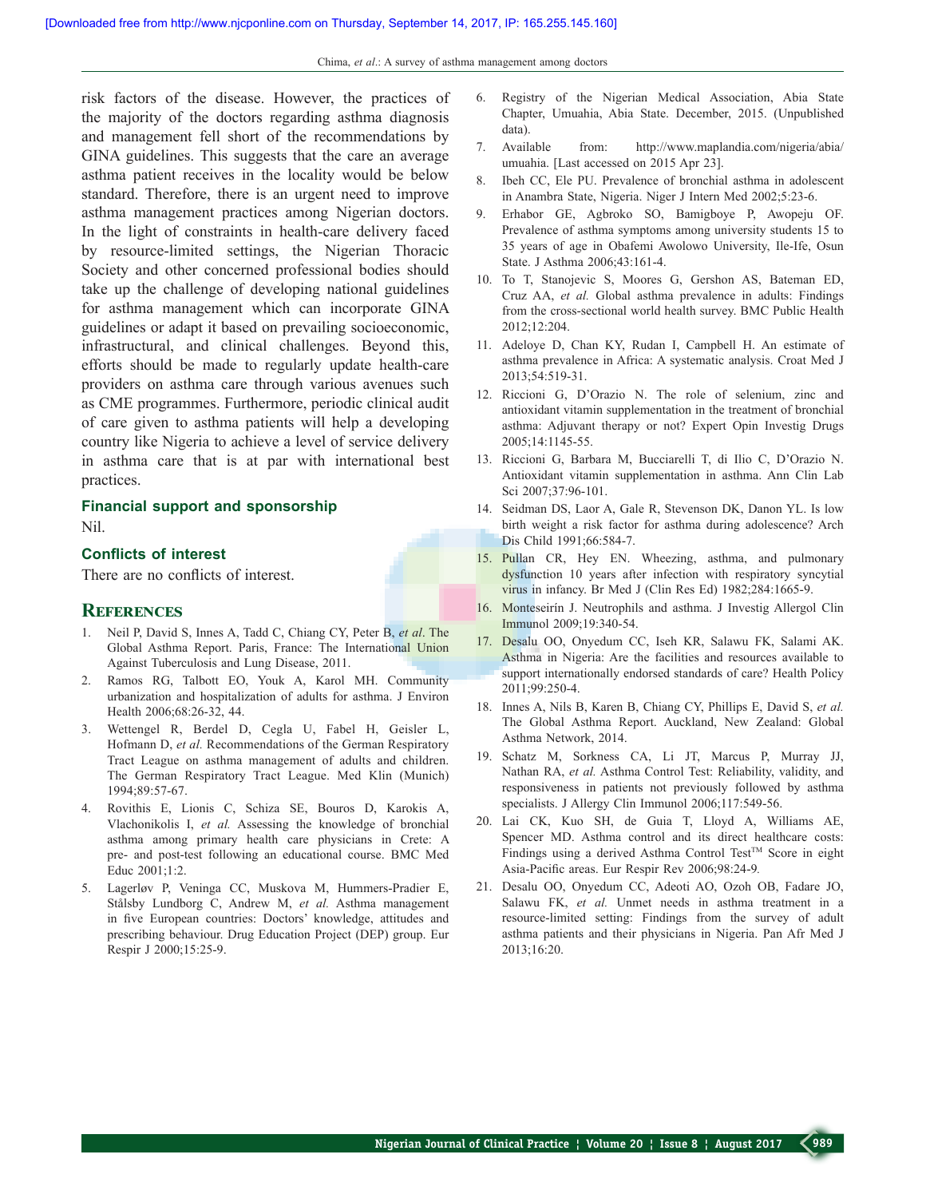risk factors of the disease. However, the practices of the majority of the doctors regarding asthma diagnosis and management fell short of the recommendations by GINA guidelines. This suggests that the care an average asthma patient receives in the locality would be below standard. Therefore, there is an urgent need to improve asthma management practices among Nigerian doctors. In the light of constraints in health-care delivery faced by resource-limited settings, the Nigerian Thoracic Society and other concerned professional bodies should take up the challenge of developing national guidelines for asthma management which can incorporate GINA guidelines or adapt it based on prevailing socioeconomic, infrastructural, and clinical challenges. Beyond this, efforts should be made to regularly update health-care providers on asthma care through various avenues such as CME programmes. Furthermore, periodic clinical audit of care given to asthma patients will help a developing country like Nigeria to achieve a level of service delivery in asthma care that is at par with international best practices.

### Financial support and sponsorship

Nil.

### Conflicts of interest

There are no conflicts of interest.

## References

1. Neil P, David S, Innes A, Tadd C, Chiang CY, Peter B, *et al*. The Global Asthma Report. Paris, France: The International Union Against Tuberculosis and Lung Disease, 2011.
2. Ramos RG, Talbott EO, Youk A, Karol MH. Community urbanization and hospitalization of adults for asthma. J Environ Health 2006;68:26-32, 44.
3. Wettengel R, Berdel D, Cegla U, Fabel H, Geisler L, Hofmann D, *et al.* Recommendations of the German Respiratory Tract League on asthma management of adults and children. The German Respiratory Tract League. Med Klin (Munich) 1994;89:57-67.
4. Rovithis E, Lionis C, Schiza SE, Bouros D, Karokis A, Vlachonikolis I, *et al.* Assessing the knowledge of bronchial asthma among primary health care physicians in Crete: A pre- and post-test following an educational course. BMC Med Educ 2001;1:2.
5. Lagerløv P, Veninga CC, Muskova M, Hummers-Pradier E, Stålsby Lundborg C, Andrew M, *et al.* Asthma management in five European countries: Doctors' knowledge, attitudes and prescribing behaviour. Drug Education Project (DEP) group. Eur Respir J 2000;15:25-9.
6. Registry of the Nigerian Medical Association, Abia State Chapter, Umuahia, Abia State. December, 2015. (Unpublished data).
7. Available from: http://www.maplandia.com/nigeria/abia/umuahia. [Last accessed on 2015 Apr 23].
8. Ibeh CC, Ele PU. Prevalence of bronchial asthma in adolescent in Anambra State, Nigeria. Niger J Intern Med 2002;5:23-6.
9. Erhabor GE, Agbroko SO, Bamigboye P, Awopeju OF. Prevalence of asthma symptoms among university students 15 to 35 years of age in Obafemi Awolowo University, Ile-Ife, Osun State. J Asthma 2006;43:161-4.
10. To T, Stanojevic S, Moores G, Gershon AS, Bateman ED, Cruz AA, *et al.* Global asthma prevalence in adults: Findings from the cross-sectional world health survey. BMC Public Health 2012;12:204.
11. Adeloye D, Chan KY, Rudan I, Campbell H. An estimate of asthma prevalence in Africa: A systematic analysis. Croat Med J 2013;54:519-31.
12. Riccioni G, D'Orazio N. The role of selenium, zinc and antioxidant vitamin supplementation in the treatment of bronchial asthma: Adjuvant therapy or not? Expert Opin Investig Drugs 2005;14:1145-55.
13. Riccioni G, Barbara M, Bucciarelli T, di Ilio C, D'Orazio N. Antioxidant vitamin supplementation in asthma. Ann Clin Lab Sci 2007;37:96-101.
14. Seidman DS, Laor A, Gale R, Stevenson DK, Danon YL. Is low birth weight a risk factor for asthma during adolescence? Arch Dis Child 1991;66:584-7.
15. Pullan CR, Hey EN. Wheezing, asthma, and pulmonary dysfunction 10 years after infection with respiratory syncytial virus in infancy. Br Med J (Clin Res Ed) 1982;284:1665-9.
16. Monteseirín J. Neutrophils and asthma. J Investig Allergol Clin Immunol 2009;19:340-54.
17. Desalu OO, Onyedum CC, Iseh KR, Salawu FK, Salami AK. Asthma in Nigeria: Are the facilities and resources available to support internationally endorsed standards of care? Health Policy 2011;99:250-4.
18. Innes A, Nils B, Karen B, Chiang CY, Phillips E, David S, *et al.* The Global Asthma Report. Auckland, New Zealand: Global Asthma Network, 2014.
19. Schatz M, Sorkness CA, Li JT, Marcus P, Murray JJ, Nathan RA, *et al.* Asthma Control Test: Reliability, validity, and responsiveness in patients not previously followed by asthma specialists. J Allergy Clin Immunol 2006;117:549-56.
20. Lai CK, Kuo SH, de Guia T, Lloyd A, Williams AE, Spencer MD. Asthma control and its direct healthcare costs: Findings using a derived Asthma Control Test™ Score in eight Asia-Pacific areas. Eur Respir Rev 2006;98:24-9.
21. Desalu OO, Onyedum CC, Adeoti AO, Ozoh OB, Fadare JO, Salawu FK, *et al.* Unmet needs in asthma treatment in a resource-limited setting: Findings from the survey of adult asthma patients and their physicians in Nigeria. Pan Afr Med J 2013;16:20.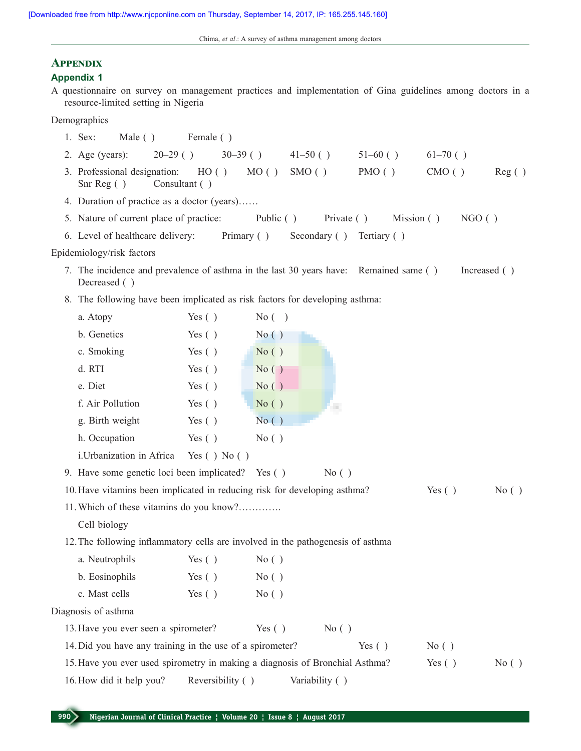## Appendix

### Appendix 1

A questionnaire on survey on management practices and implementation of Gina guidelines among doctors in a resource-limited setting in Nigeria

Demographics

1. Sex: Male ( ) Female ( )
2. Age (years): 20–29 ( ) 30–39 ( ) 41–50 ( ) 51–60 ( ) 61–70 ( )
3. Professional designation: HO ( ) MO ( ) SMO ( ) PMO ( ) CMO ( ) Reg ( ) Snr Reg ( ) Consultant ( )
4. Duration of practice as a doctor (years)……
5. Nature of current place of practice: Public ( ) Private ( ) Mission ( ) NGO ( )
6. Level of healthcare delivery: Primary ( ) Secondary ( ) Tertiary ( )

Epidemiology/risk factors

7. The incidence and prevalence of asthma in the last 30 years have: Remained same ( ) Increased ( ) Decreased ( )
8. The following have been implicated as risk factors for developing asthma:
   - a. Atopy Yes ( ) No ( )
   - b. Genetics Yes ( ) No ( )
   - c. Smoking Yes ( ) No ( )
   - d. RTI Yes ( ) No ( )
   - e. Diet Yes ( ) No ( )
   - f. Air Pollution Yes ( ) No ( )
   - g. Birth weight Yes ( ) No ( )
   - h. Occupation Yes ( ) No ( )
   - i.Urbanization in Africa Yes ( ) No ( )
9. Have some genetic loci been implicated? Yes ( ) No ( )
10. Have vitamins been implicated in reducing risk for developing asthma? Yes ( ) No ( )
11. Which of these vitamins do you know?………….

Cell biology

12. The following inflammatory cells are involved in the pathogenesis of asthma
    - a. Neutrophils Yes ( ) No ( )
    - b. Eosinophils Yes ( ) No ( )
    - c. Mast cells Yes ( ) No ( )

Diagnosis of asthma

13. Have you ever seen a spirometer? Yes ( ) No ( )
14. Did you have any training in the use of a spirometer? Yes ( ) No ( )
15. Have you ever used spirometry in making a diagnosis of Bronchial Asthma? Yes ( ) No ( )
16. How did it help you? Reversibility ( ) Variability ( )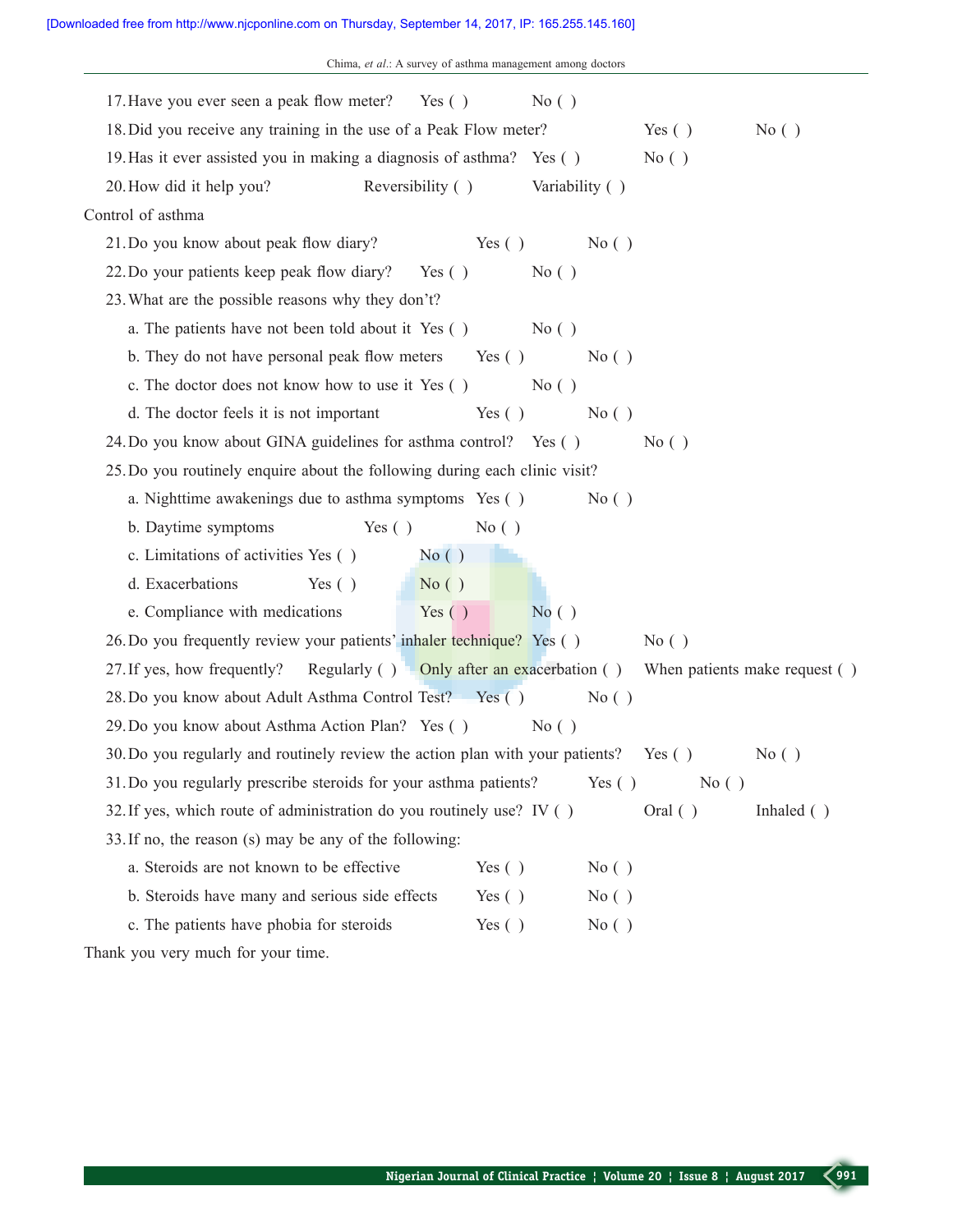17. Have you ever seen a peak flow meter? Yes ( ) No ( )

18. Did you receive any training in the use of a Peak Flow meter? Yes ( ) No ( )

19. Has it ever assisted you in making a diagnosis of asthma? Yes ( ) No ( )

20. How did it help you? Reversibility ( ) Variability ( )

Control of asthma

21. Do you know about peak flow diary? Yes ( ) No ( )

22. Do your patients keep peak flow diary? Yes ( ) No ( )

23. What are the possible reasons why they don't?

    a. The patients have not been told about it Yes ( ) No ( )

    b. They do not have personal peak flow meters Yes ( ) No ( )

    c. The doctor does not know how to use it Yes ( ) No ( )

    d. The doctor feels it is not important Yes ( ) No ( )

24. Do you know about GINA guidelines for asthma control? Yes ( ) No ( )

25. Do you routinely enquire about the following during each clinic visit?

    a. Nighttime awakenings due to asthma symptoms Yes ( ) No ( )

    b. Daytime symptoms Yes ( ) No ( )

    c. Limitations of activities Yes ( ) No ( )

    d. Exacerbations Yes ( ) No ( )

    e. Compliance with medications Yes ( ) No ( )

26. Do you frequently review your patients' inhaler technique? Yes ( ) No ( )

27. If yes, how frequently? Regularly ( ) Only after an exacerbation ( ) When patients make request ( )

28. Do you know about Adult Asthma Control Test? Yes ( ) No ( )

29. Do you know about Asthma Action Plan? Yes ( ) No ( )

30. Do you regularly and routinely review the action plan with your patients? Yes ( ) No ( )

31. Do you regularly prescribe steroids for your asthma patients? Yes ( ) No ( )

32. If yes, which route of administration do you routinely use? IV ( ) Oral ( ) Inhaled ( )

33. If no, the reason (s) may be any of the following:

    a. Steroids are not known to be effective Yes ( ) No ( )

    b. Steroids have many and serious side effects Yes ( ) No ( )

    c. The patients have phobia for steroids Yes ( ) No ( )

Thank you very much for your time.